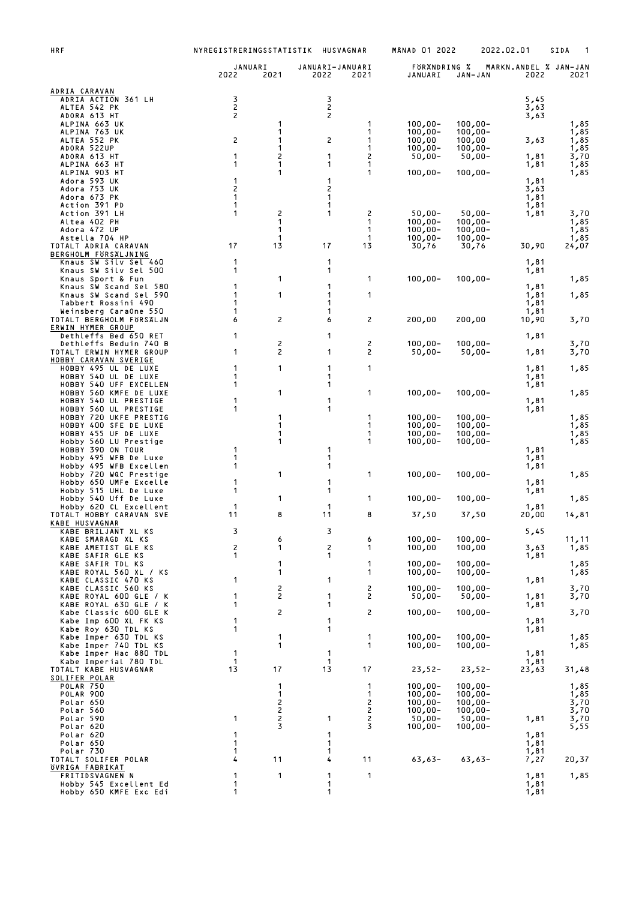HRF NYREGISTRERINGSSTATISTIK HUSVAGNAR MÅNAD 01 2022 2022.02.01

| | JANUARI 2022 | JANUARI 2021 | JANUARI-JANUARI 2022 | JANUARI-JANUARI 2021 | FÖRÄNDRING % JANUARI | FÖRÄNDRING % JAN-JAN | MARKN.ANDEL % JAN-JAN 2022 | MARKN.ANDEL % JAN-JAN 2021 |
|---|---|---|---|---|---|---|---|---|
| ADRIA CARAVAN | | | | | | | | |
| ADRIA ACTION 361 LH | 3 | | 3 | | | | 5,45 | |
| ALTEA 542 PK | 2 | | 2 | | | | 3,63 | |
| ADORA 613 HT | 2 | | 2 | | | | 3,63 | |
| ALPINA 663 UK | | 1 | | 1 | 100,00- | 100,00- | | 1,85 |
| ALPINA 763 UK | | 1 | | 1 | 100,00- | 100,00- | | 1,85 |
| ALTEA 552 PK | 2 | 1 | 2 | 1 | 100,00 | 100,00 | 3,63 | 1,85 |
| ADORA 522UP | | 1 | | 1 | 100,00- | 100,00- | | 1,85 |
| ADORA 613 HT | 1 | 2 | 1 | 2 | 50,00- | 50,00- | 1,81 | 3,70 |
| ALPINA 663 HT | 1 | 1 | 1 | 1 | | | 1,81 | 1,85 |
| ALPINA 903 HT | | 1 | | 1 | 100,00- | 100,00- | | 1,85 |
| Adora 593 UK | 1 | | 1 | | | | 1,81 | |
| Adora 753 UK | 2 | | 2 | | | | 3,63 | |
| Adora 673 PK | 1 | | 1 | | | | 1,81 | |
| Action 391 PD | 1 | | 1 | | | | 1,81 | |
| Action 391 LH | 1 | 2 | 1 | 2 | 50,00- | 50,00- | 1,81 | 3,70 |
| Altea 402 PH | | 1 | | 1 | 100,00- | 100,00- | | 1,85 |
| Adora 472 UP | | 1 | | 1 | 100,00- | 100,00- | | 1,85 |
| Astella 704 HP | | 1 | | 1 | 100,00- | 100,00- | | 1,85 |
| TOTALT ADRIA CARAVAN | 17 | 13 | 17 | 13 | 30,76 | 30,76 | 30,90 | 24,07 |
| BERGHOLM FÖRSÄLJNING | | | | | | | | |
| Knaus SW Silv Sel 460 | 1 | | 1 | | | | 1,81 | |
| Knaus SW Silv Sel 500 | 1 | | 1 | | | | 1,81 | |
| Knaus Sport & Fun | | 1 | | 1 | 100,00- | 100,00- | | 1,85 |
| Knaus SW Scand Sel 580 | 1 | | 1 | | | | 1,81 | |
| Knaus SW Scand Sel 590 | 1 | 1 | 1 | 1 | | | 1,81 | 1,85 |
| Tabbert Rossini 490 | 1 | | 1 | | | | 1,81 | |
| Weinsberg CaraOne 550 | 1 | | 1 | | | | 1,81 | |
| TOTALT BERGHOLM FÖRSÄLJN | 6 | 2 | 6 | 2 | 200,00 | 200,00 | 10,90 | 3,70 |
| ERWIN HYMER GROUP | | | | | | | | |
| Dethleffs Bed 650 RET | 1 | | 1 | | | | 1,81 | |
| Dethleffs Beduin 740 B | | 2 | | 2 | 100,00- | 100,00- | | 3,70 |
| TOTALT ERWIN HYMER GROUP | 1 | 2 | 1 | 2 | 50,00- | 50,00- | 1,81 | 3,70 |
| HOBBY CARAVAN SVERIGE | | | | | | | | |
| HOBBY 495 UL DE LUXE | 1 | 1 | 1 | 1 | | | 1,81 | 1,85 |
| HOBBY 540 UL DE LUXE | 1 | | 1 | | | | 1,81 | |
| HOBBY 540 UFF EXCELLEN | 1 | | 1 | | | | 1,81 | |
| HOBBY 560 KMFE DE LUXE | | 1 | | 1 | 100,00- | 100,00- | | 1,85 |
| HOBBY 540 UL PRESTIGE | 1 | | 1 | | | | 1,81 | |
| HOBBY 560 UL PRESTIGE | 1 | | 1 | | | | 1,81 | |
| HOBBY 720 UKFE PRESTIG | | 1 | | 1 | 100,00- | 100,00- | | 1,85 |
| HOBBY 400 SFE DE LUXE | | 1 | | 1 | 100,00- | 100,00- | | 1,85 |
| HOBBY 455 UF DE LUXE | | 1 | | 1 | 100,00- | 100,00- | | 1,85 |
| Hobby 560 LU Prestige | | 1 | | 1 | 100,00- | 100,00- | | 1,85 |
| HOBBY 390 ON TOUR | 1 | | 1 | | | | 1,81 | |
| Hobby 495 WFB De Luxe | 1 | | 1 | | | | 1,81 | |
| Hobby 495 WFB Excellen | 1 | | 1 | | | | 1,81 | |
| Hobby 720 WQC Prestige | | 1 | | 1 | 100,00- | 100,00- | | 1,85 |
| Hobby 650 UMFe Excelle | 1 | | 1 | | | | 1,81 | |
| Hobby 515 UHL De Luxe | 1 | | 1 | | | | 1,81 | |
| Hobby 540 Uff De Luxe | | 1 | | 1 | 100,00- | 100,00- | | 1,85 |
| Hobby 620 CL Excellent | 1 | | 1 | | | | 1,81 | |
| TOTALT HOBBY CARAVAN SVE | 11 | 8 | 11 | 8 | 37,50 | 37,50 | 20,00 | 14,81 |
| KABE HUSVAGNAR | | | | | | | | |
| KABE BRILJANT XL KS | 3 | | 3 | | | | 5,45 | |
| KABE SMARAGD XL KS | | 6 | | 6 | 100,00- | 100,00- | | 11,11 |
| KABE AMETIST GLE KS | 2 | 1 | 2 | 1 | 100,00 | 100,00 | 3,63 | 1,85 |
| KABE SAFIR GLE KS | 1 | | 1 | | | | 1,81 | |
| KABE SAFIR TDL KS | | 1 | | 1 | 100,00- | 100,00- | | 1,85 |
| KABE ROYAL 560 XL / KS | | 1 | | 1 | 100,00- | 100,00- | | 1,85 |
| KABE CLASSIC 470 KS | 1 | | 1 | | | | 1,81 | |
| KABE CLASSIC 560 KS | | 2 | | 2 | 100,00- | 100,00- | | 3,70 |
| KABE ROYAL 600 GLE / K | 1 | 2 | 1 | 2 | 50,00- | 50,00- | 1,81 | 3,70 |
| KABE ROYAL 630 GLE / K | 1 | | 1 | | | | 1,81 | |
| Kabe Classic 600 GLE K | | 2 | | 2 | 100,00- | 100,00- | | 3,70 |
| Kabe Imp 600 XL FK KS | 1 | | 1 | | | | 1,81 | |
| Kabe Roy 630 TDL KS | 1 | | 1 | | | | 1,81 | |
| Kabe Imper 630 TDL KS | | 1 | | 1 | 100,00- | 100,00- | | 1,85 |
| Kabe Imper 740 TDL KS | | 1 | | 1 | 100,00- | 100,00- | | 1,85 |
| Kabe Imper Hac 880 TDL | 1 | | 1 | | | | 1,81 | |
| Kabe Imperial 780 TDL | 1 | | 1 | | | | 1,81 | |
| TOTALT KABE HUSVAGNAR | 13 | 17 | 13 | 17 | 23,52- | 23,52- | 23,63 | 31,48 |
| SOLIFER POLAR | | | | | | | | |
| POLAR 750 | | 1 | | 1 | 100,00- | 100,00- | | 1,85 |
| POLAR 900 | | 1 | | 1 | 100,00- | 100,00- | | 1,85 |
| Polar 650 | | 2 | | 2 | 100,00- | 100,00- | | 3,70 |
| Polar 560 | | 2 | | 2 | 100,00- | 100,00- | | 3,70 |
| Polar 590 | 1 | 2 | 1 | 2 | 50,00- | 50,00- | 1,81 | 3,70 |
| Polar 620 | | 3 | | 3 | 100,00- | 100,00- | | 5,55 |
| Polar 620 | 1 | | 1 | | | | 1,81 | |
| Polar 650 | 1 | | 1 | | | | 1,81 | |
| Polar 730 | 1 | | 1 | | | | 1,81 | |
| TOTALT SOLIFER POLAR | 4 | 11 | 4 | 11 | 63,63- | 63,63- | 7,27 | 20,37 |
| ÖVRIGA FABRIKAT | | | | | | | | |
| FRITIDSVAGNEN N | 1 | 1 | 1 | 1 | | | 1,81 | 1,85 |
| Hobby 545 Excellent Ed | 1 | | 1 | | | | 1,81 | |
| Hobby 650 KMFE Exc Edi | 1 | | 1 | | | | 1,81 | |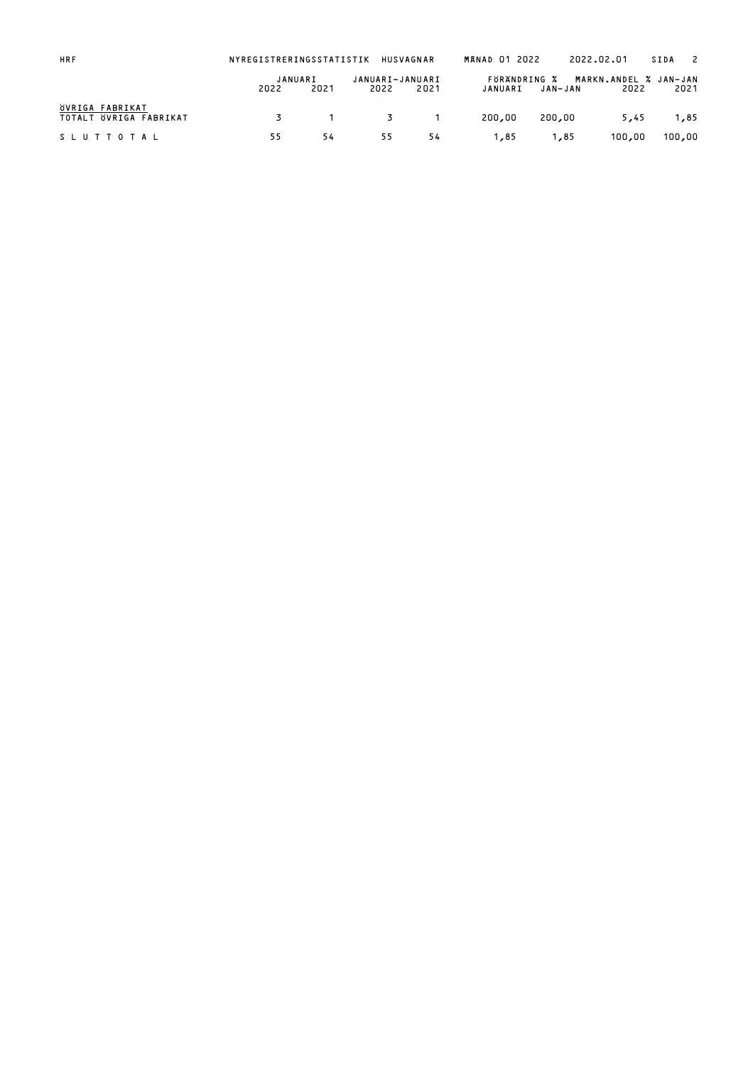| | JANUARI 2022 | JANUARI 2021 | JANUARI-JANUARI 2022 | JANUARI-JANUARI 2021 | FÖRÄNDRING % JANUARI | FÖRÄNDRING % JAN-JAN | MARKN.ANDEL % JAN-JAN 2022 | MARKN.ANDEL % JAN-JAN 2021 |
|---|---|---|---|---|---|---|---|---|
| ÖVRIGA FABRIKAT | | | | | | | | |
| TOTALT ÖVRIGA FABRIKAT | 3 | 1 | 3 | 1 | 200,00 | 200,00 | 5,45 | 1,85 |
| S L U T T O T A L | 55 | 54 | 55 | 54 | 1,85 | 1,85 | 100,00 | 100,00 |